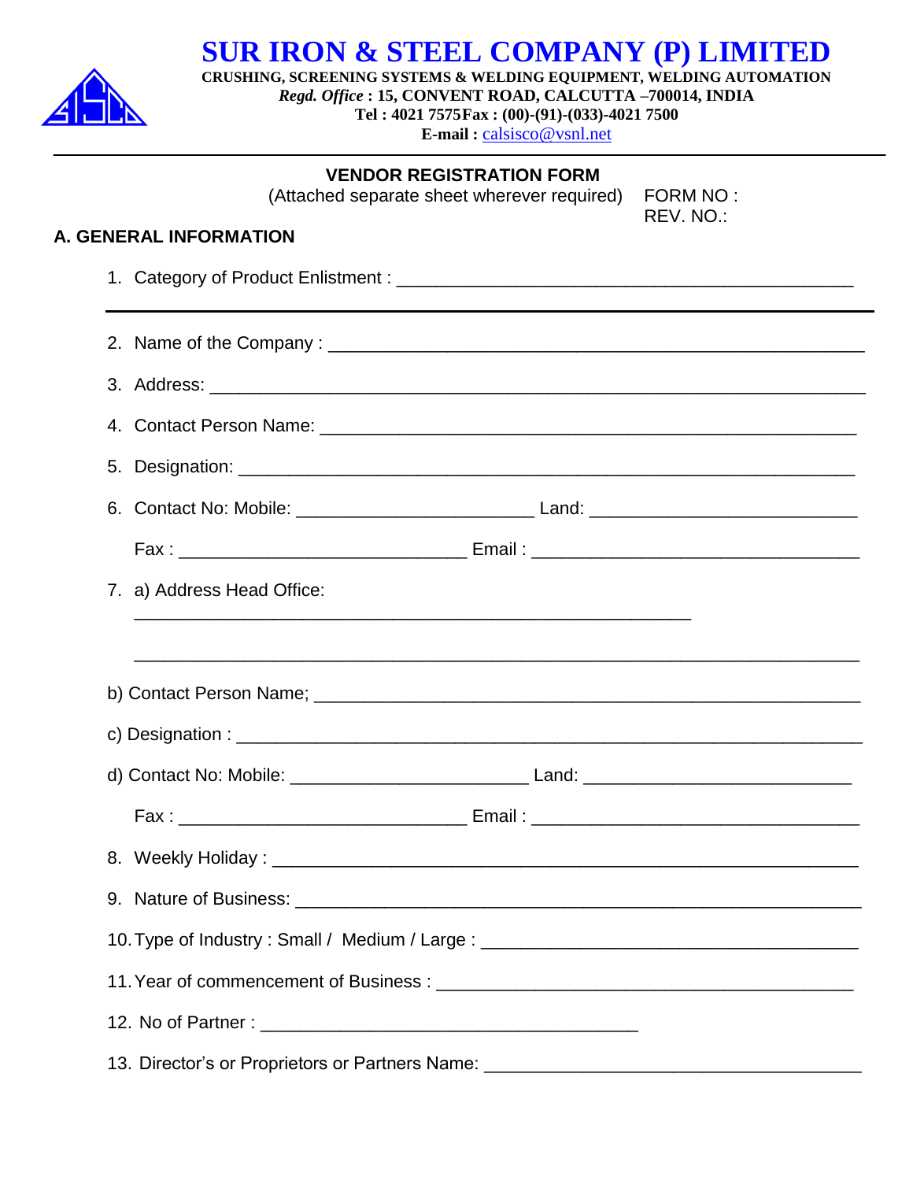# SUR IRON & STEEL COMPANY (P) LIMITED

**CRUSHING, SCREENING SYSTEMS & WELDING EQUIPMENT, WELDING AUTOMATION**

***Regd. Office* : 15, CONVENT ROAD, CALCUTTA –700014, INDIA**

**Tel : 4021 7575Fax : (00)-(91)-(033)-4021 7500**

**E-mail :** calsisco@vsnl.net

---

**VENDOR REGISTRATION FORM**

(Attached separate sheet wherever required)

FORM NO :

REV. NO.:

## A. GENERAL INFORMATION

1. Category of Product Enlistment : _______________________________________________

---

2. Name of the Company : _______________________________________________________

3. Address: _______________________________________________________________

4. Contact Person Name: _______________________________________________________

5. Designation: _______________________________________________________________

6. Contact No: Mobile: ________________________ Land: ___________________________

   Fax : _____________________________ Email : _________________________________

7. a) Address Head Office:

   _________________________________________________________

   _________________________________________________________________________

b) Contact Person Name; _______________________________________________________

c) Designation : ______________________________________________________________

d) Contact No: Mobile: ________________________ Land: ___________________________

   Fax : _____________________________ Email : _________________________________

8. Weekly Holiday : ___________________________________________________________

9. Nature of Business: _________________________________________________________

10. Type of Industry : Small / Medium / Large : _____________________________________

11. Year of commencement of Business : __________________________________________

12. No of Partner : _______________________________________

13. Director's or Proprietors or Partners Name: _____________________________________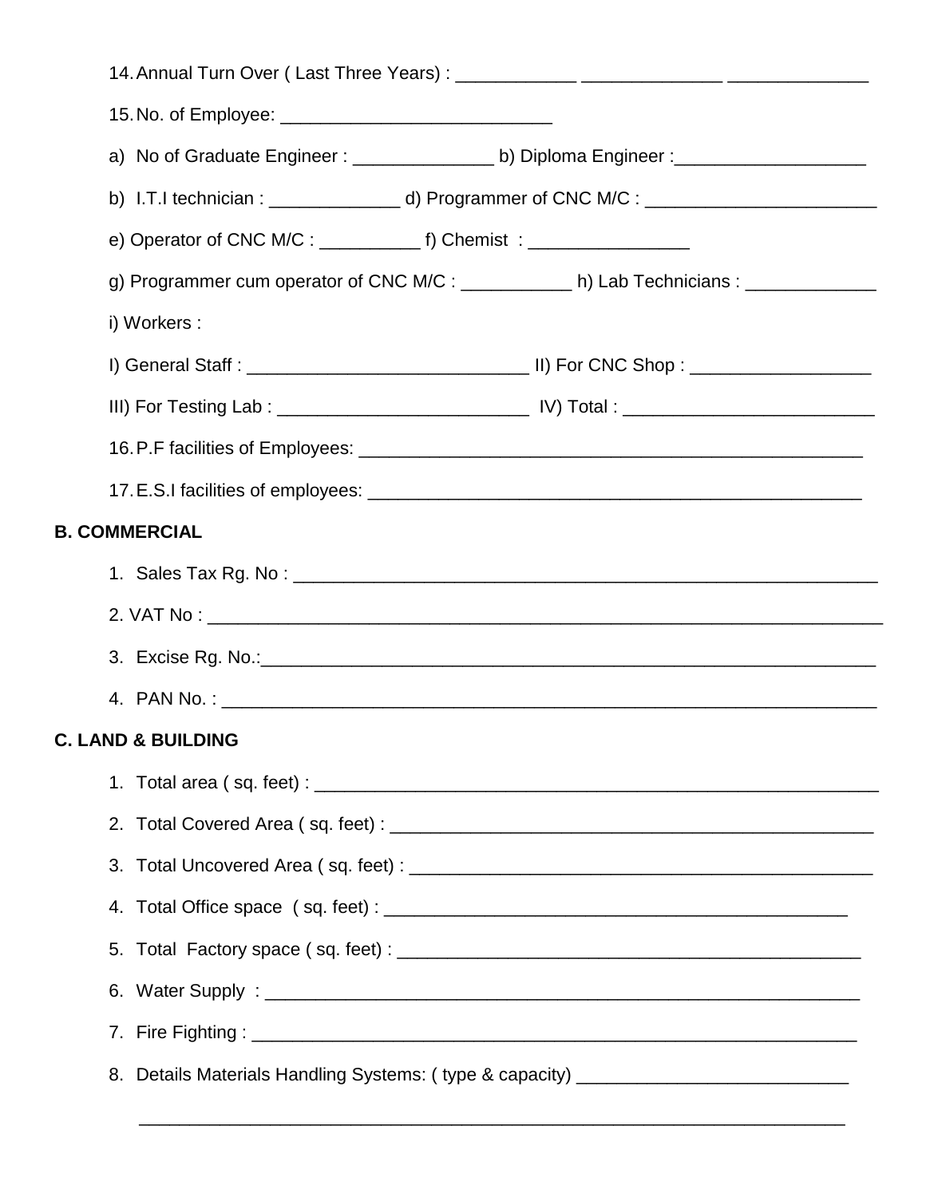14. Annual Turn Over ( Last Three Years) : ____________ ______________ ______________

15. No. of Employee: ___________________________

a) No of Graduate Engineer : ______________ b) Diploma Engineer :___________________

b) I.T.I technician : _____________ d) Programmer of CNC M/C : ________________________

e) Operator of CNC M/C : __________ f) Chemist : ________________

g) Programmer cum operator of CNC M/C : ___________ h) Lab Technicians : _____________

i) Workers :

I) General Staff : _____________________________ II) For CNC Shop : __________________

III) For Testing Lab : _________________________ IV) Total : _________________________

16. P.F facilities of Employees: _____________________________________________________

17. E.S.I facilities of employees: ___________________________________________________

**B. COMMERCIAL**

1. Sales Tax Rg. No : _______________________________________________________________
2. VAT No : _______________________________________________________________________
3. Excise Rg. No.:__________________________________________________________________
4. PAN No. : ______________________________________________________________________

**C. LAND & BUILDING**

1. Total area ( sq. feet) : ____________________________________________________________
2. Total Covered Area ( sq. feet) : ____________________________________________________
3. Total Uncovered Area ( sq. feet) : __________________________________________________
4. Total Office space ( sq. feet) : _________________________________________________
5. Total Factory space ( sq. feet) : _________________________________________________
6. Water Supply : _______________________________________________________________
7. Fire Fighting : _______________________________________________________________
8. Details Materials Handling Systems: ( type & capacity) ___________________________

   ___________________________________________________________________________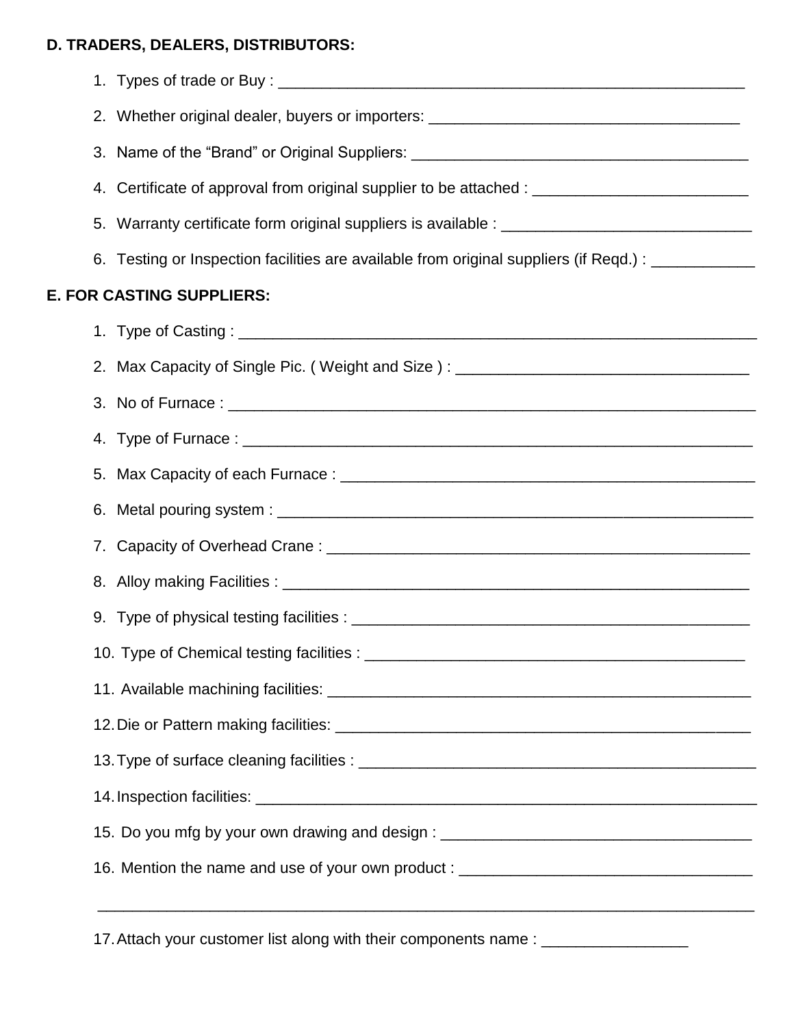**D. TRADERS, DEALERS, DISTRIBUTORS:**

1. Types of trade or Buy : ________________________________________________________
2. Whether original dealer, buyers or importers: ____________________________________
3. Name of the “Brand” or Original Suppliers: _______________________________________
4. Certificate of approval from original supplier to be attached : _________________________
5. Warranty certificate form original suppliers is available : _____________________________
6. Testing or Inspection facilities are available from original suppliers (if Reqd.) : ____________

**E. FOR CASTING SUPPLIERS:**

1. Type of Casting : ______________________________________________________________
2. Max Capacity of Single Pic. ( Weight and Size ) : __________________________________
3. No of Furnace : _______________________________________________________________
4. Type of Furnace : ______________________________________________________________
5. Max Capacity of each Furnace : _________________________________________________
6. Metal pouring system : __________________________________________________________
7. Capacity of Overhead Crane : ___________________________________________________
8. Alloy making Facilities : ________________________________________________________
9. Type of physical testing facilities : _______________________________________________
10. Type of Chemical testing facilities : ______________________________________________
11. Available machining facilities: ___________________________________________________
12. Die or Pattern making facilities: __________________________________________________
13. Type of surface cleaning facilities : _______________________________________________
14. Inspection facilities: ____________________________________________________________
15. Do you mfg by your own drawing and design : ____________________________________
16. Mention the name and use of your own product : __________________________________

    ____________________________________________________________________________

17. Attach your customer list along with their components name : _________________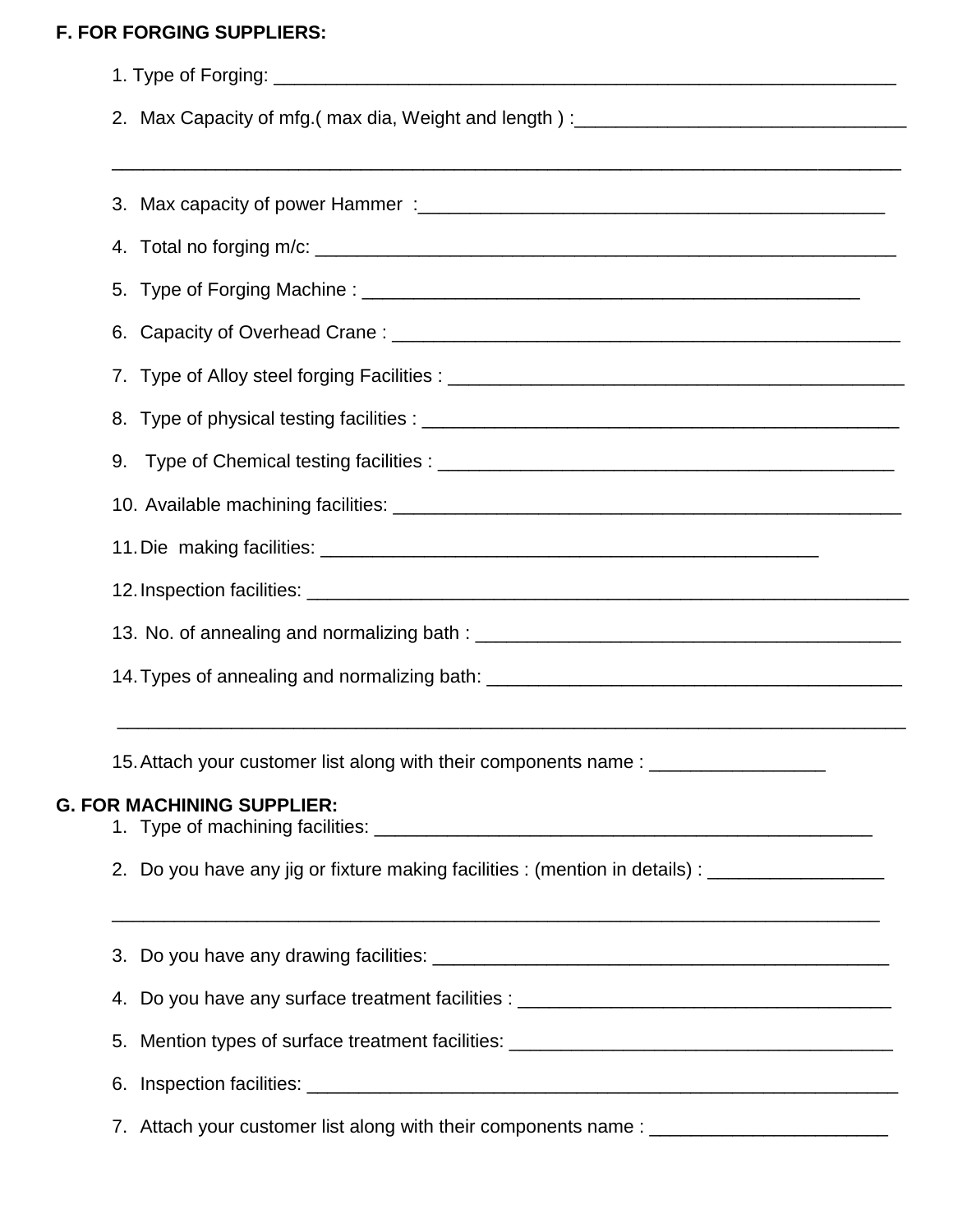**F. FOR FORGING SUPPLIERS:**

1. Type of Forging: ______________________________________________________________
2. Max Capacity of mfg.( max dia, Weight and length ) :_________________________________

   _____________________________________________________________________________

3. Max capacity of power Hammer :_____________________________________________
4. Total no forging m/c: ______________________________________________________
5. Type of Forging Machine : _______________________________________________
6. Capacity of Overhead Crane : _____________________________________________
7. Type of Alloy steel forging Facilities : ______________________________________
8. Type of physical testing facilities : _________________________________________
9. Type of Chemical testing facilities : _______________________________________
10. Available machining facilities: ____________________________________________
11. Die making facilities: _____________________________________________
12. Inspection facilities: _______________________________________________________
13. No. of annealing and normalizing bath : _____________________________________
14. Types of annealing and normalizing bath: ____________________________________

    _____________________________________________________________________________

15. Attach your customer list along with their components name : _________________

**G. FOR MACHINING SUPPLIER:**

1. Type of machining facilities: _______________________________________________
2. Do you have any jig or fixture making facilities : (mention in details) : _________________

   _____________________________________________________________________________

3. Do you have any drawing facilities: __________________________________________
4. Do you have any surface treatment facilities : ___________________________________
5. Mention types of surface treatment facilities: _____________________________________
6. Inspection facilities: _______________________________________________________
7. Attach your customer list along with their components name : _______________________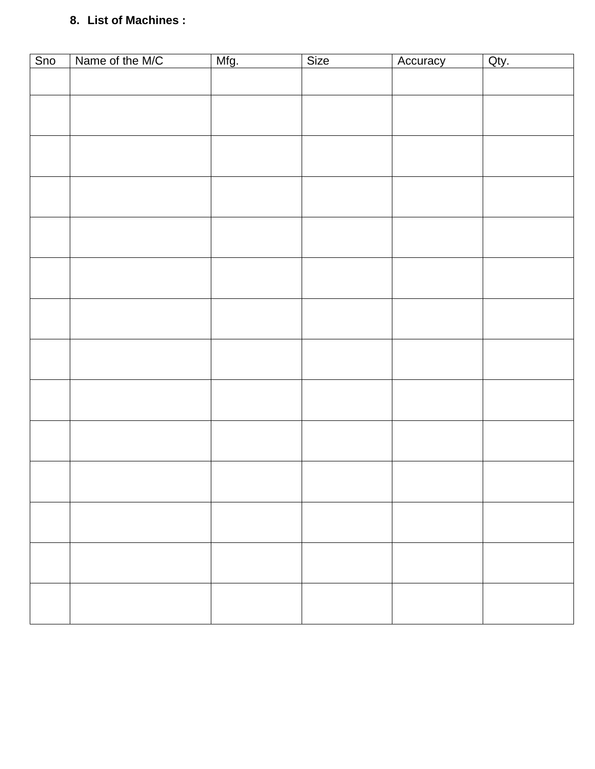**8. List of Machines :**

| Sno | Name of the M/C | Mfg. | Size | Accuracy | Qty. |
|---|---|---|---|---|---|
| | | | | | |
| | | | | | |
| | | | | | |
| | | | | | |
| | | | | | |
| | | | | | |
| | | | | | |
| | | | | | |
| | | | | | |
| | | | | | |
| | | | | | |
| | | | | | |
| | | | | | |
| | | | | | |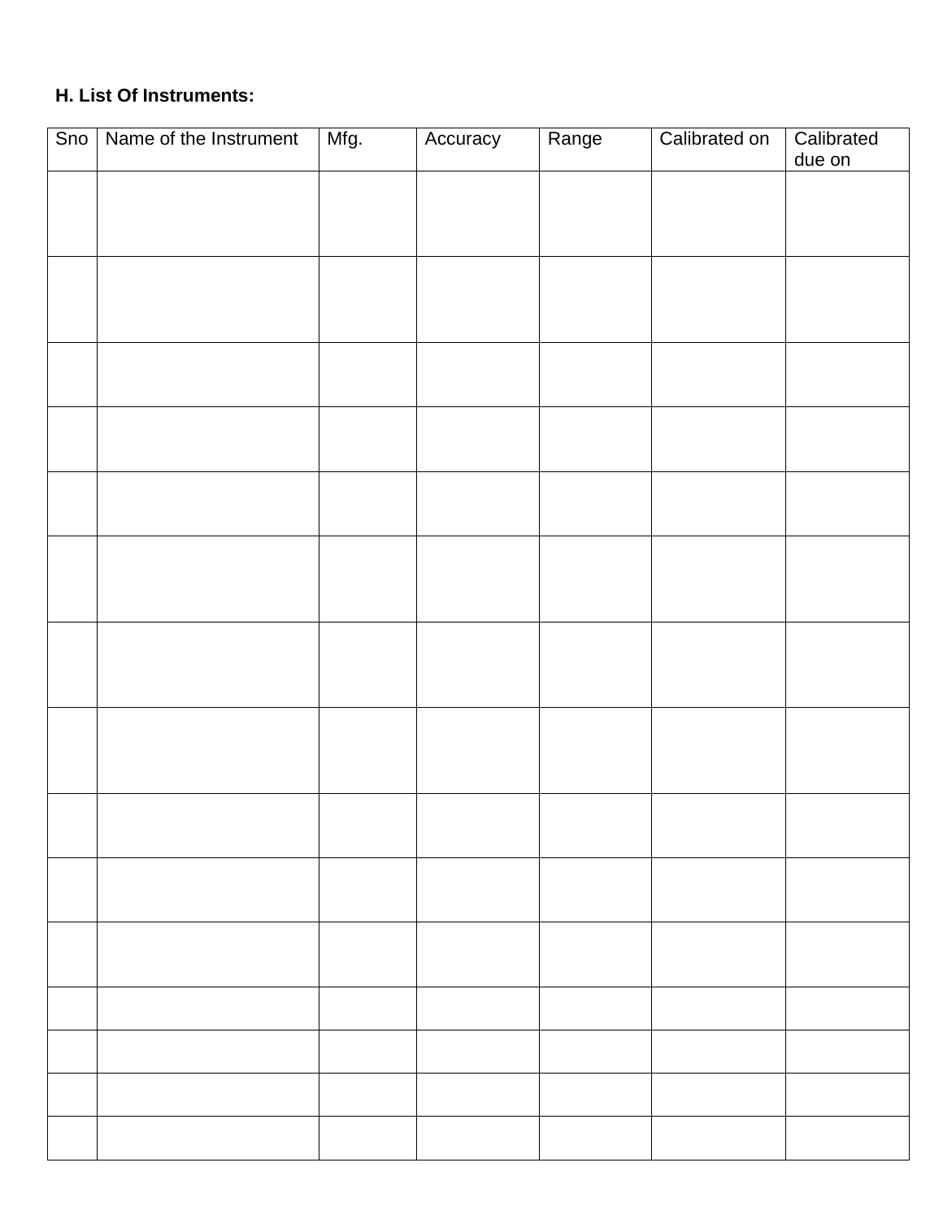**H. List Of Instruments:**

| Sno | Name of the Instrument | Mfg. | Accuracy | Range | Calibrated on | Calibrated due on |
|---|---|---|---|---|---|---|
| | | | | | | |
| | | | | | | |
| | | | | | | |
| | | | | | | |
| | | | | | | |
| | | | | | | |
| | | | | | | |
| | | | | | | |
| | | | | | | |
| | | | | | | |
| | | | | | | |
| | | | | | | |
| | | | | | | |
| | | | | | | |
| | | | | | | |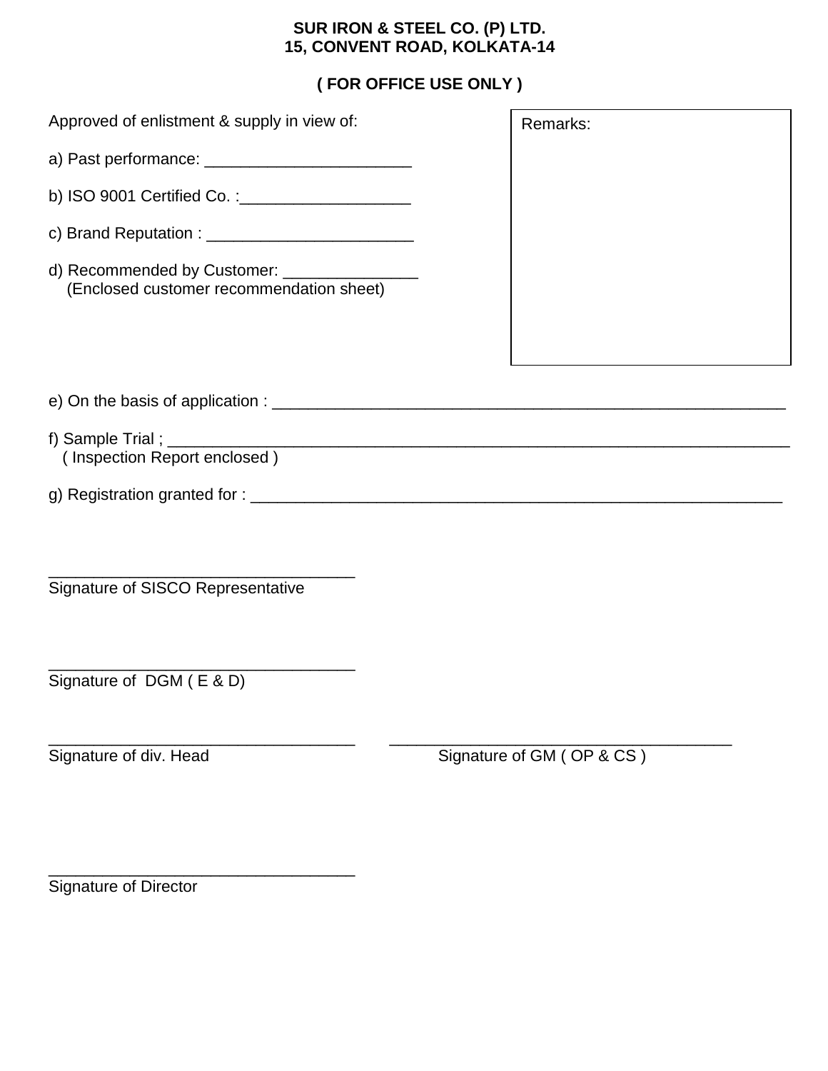**SUR IRON & STEEL CO. (P) LTD.**
**15, CONVENT ROAD, KOLKATA-14**

**( FOR OFFICE USE ONLY )**

Approved of enlistment & supply in view of:

a) Past performance: _______________________

b) ISO 9001 Certified Co. :___________________

c) Brand Reputation : _______________________

d) Recommended by Customer: _______________
(Enclosed customer recommendation sheet)

Remarks:

e) On the basis of application : ________________________________________________________

f) Sample Trial ; ____________________________________________________________________
( Inspection Report enclosed )

g) Registration granted for : ____________________________________________________________

__________________________________
Signature of SISCO Representative

__________________________________
Signature of DGM ( E & D)

__________________________________
Signature of div. Head

______________________________________
Signature of GM ( OP & CS )

__________________________________
Signature of Director